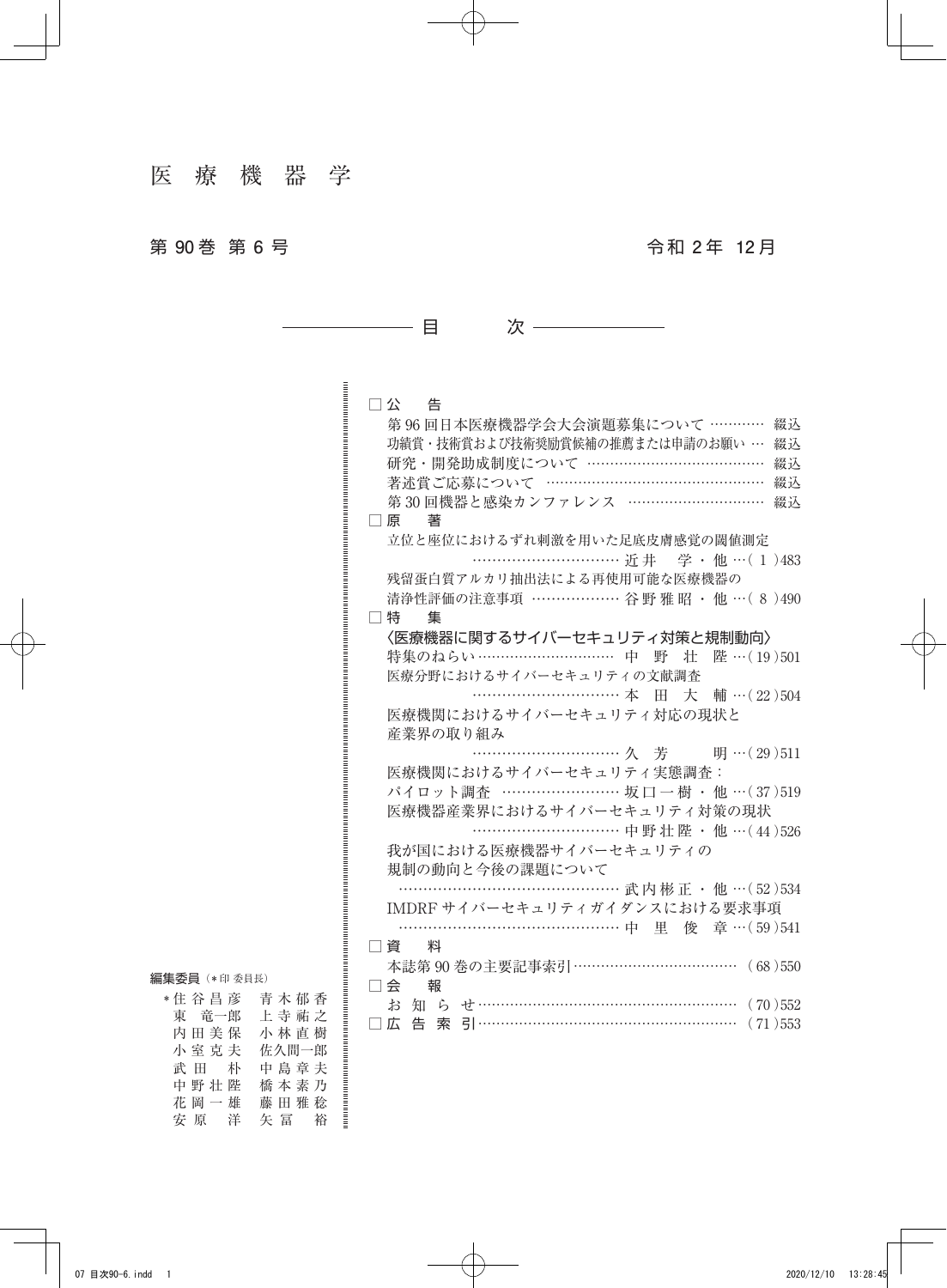# 医 療 機 器 学

第 90 巻 第 6 号　　　　　　　　　　　　　　　　　　　　令和 2 年 12 月

## 目　　次

□ 公　告

第 96 回日本医療機器学会大会演題募集について ………… 綴込
功績賞・技術賞および技術奨励賞候補の推薦または申請のお願い … 綴込
研究・開発助成制度について ………………………………… 綴込
著述賞ご応募について ………………………………………… 綴込
第 30 回機器と感染カンファレンス ………………………… 綴込

□ 原　著

立位と座位におけるずれ刺激を用いた足底皮膚感覚の閾値測定
…………………………… 近井　学・他 …(1)483

残留蛋白質アルカリ抽出法による再使用可能な医療機器の
清浄性評価の注意事項 ……………… 谷野雅昭・他 …(8)490

□ 特　集

〈医療機器に関するサイバーセキュリティ対策と規制動向〉

特集のねらい ………………………… 中　野　壮　陛 …(19)501

医療分野におけるサイバーセキュリティの文献調査
…………………………… 本　田　大　輔 …(22)504

医療機関におけるサイバーセキュリティ対応の現状と
産業界の取り組み
…………………………… 久　芳　　明 …(29)511

医療機関におけるサイバーセキュリティ実態調査：
パイロット調査 …………………… 坂口一樹・他 …(37)519

医療機器産業界におけるサイバーセキュリティ対策の現状
…………………………… 中野壮陛・他 …(44)526

我が国における医療機器サイバーセキュリティの
規制の動向と今後の課題について
………………………………………… 武内彬正・他 …(52)534

IMDRF サイバーセキュリティガイダンスにおける要求事項
………………………………………… 中　里　俊　章 …(59)541

□ 資　料

本誌第 90 巻の主要記事索引 ……………………………… (68)550

□ 会　報

お　知　ら　せ ………………………………………………… (70)552

□ 広　告　索　引 ……………………………………………… (71)553

**編集委員**（＊印 委員長）

| | |
|---|---|
| ＊住谷昌彦 | 青木郁香 |
| 東　竜一郎 | 上寺祐之 |
| 内田美保 | 小林直樹 |
| 小室克夫 | 佐久間一郎 |
| 武田　朴 | 中島章夫 |
| 中野壮陛 | 橋本素乃 |
| 花岡一雄 | 藤田雅稔 |
| 安原　洋 | 矢冨　裕 |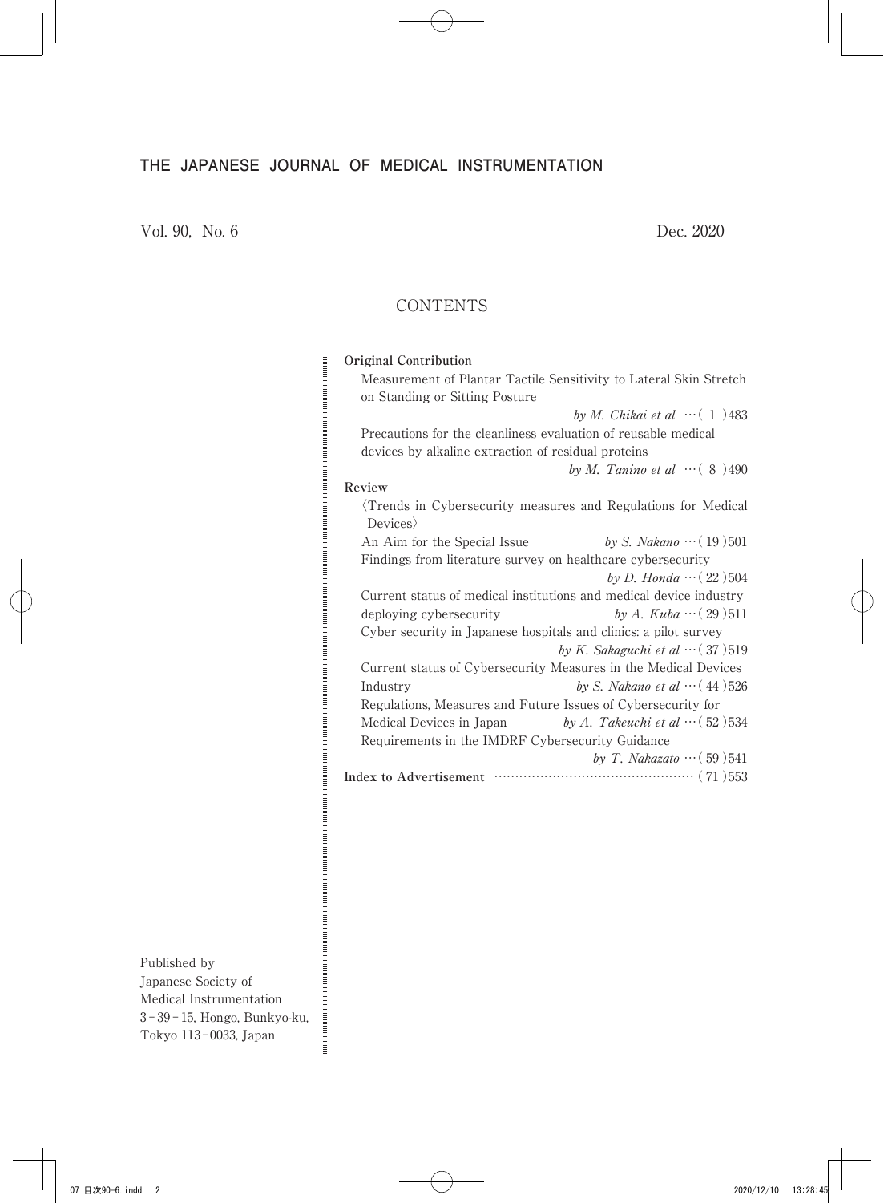# THE JAPANESE JOURNAL OF MEDICAL INSTRUMENTATION

Vol. 90, No. 6 Dec. 2020

## CONTENTS

**Original Contribution**

Measurement of Plantar Tactile Sensitivity to Lateral Skin Stretch on Standing or Sitting Posture
*by M. Chikai et al* …( 1 )483

Precautions for the cleanliness evaluation of reusable medical devices by alkaline extraction of residual proteins
*by M. Tanino et al* …( 8 )490

**Review**

〈Trends in Cybersecurity measures and Regulations for Medical Devices〉

An Aim for the Special Issue *by S. Nakano* …( 19 )501

Findings from literature survey on healthcare cybersecurity
*by D. Honda* …( 22 )504

Current status of medical institutions and medical device industry deploying cybersecurity *by A. Kuba* …( 29 )511

Cyber security in Japanese hospitals and clinics: a pilot survey
*by K. Sakaguchi et al* …( 37 )519

Current status of Cybersecurity Measures in the Medical Devices Industry *by S. Nakano et al* …( 44 )526

Regulations, Measures and Future Issues of Cybersecurity for Medical Devices in Japan *by A. Takeuchi et al* …( 52 )534

Requirements in the IMDRF Cybersecurity Guidance
*by T. Nakazato* …( 59 )541

**Index to Advertisement** ……………………………………………( 71 )553

Published by
Japanese Society of
Medical Instrumentation
3-39-15, Hongo, Bunkyo-ku,
Tokyo 113-0033, Japan